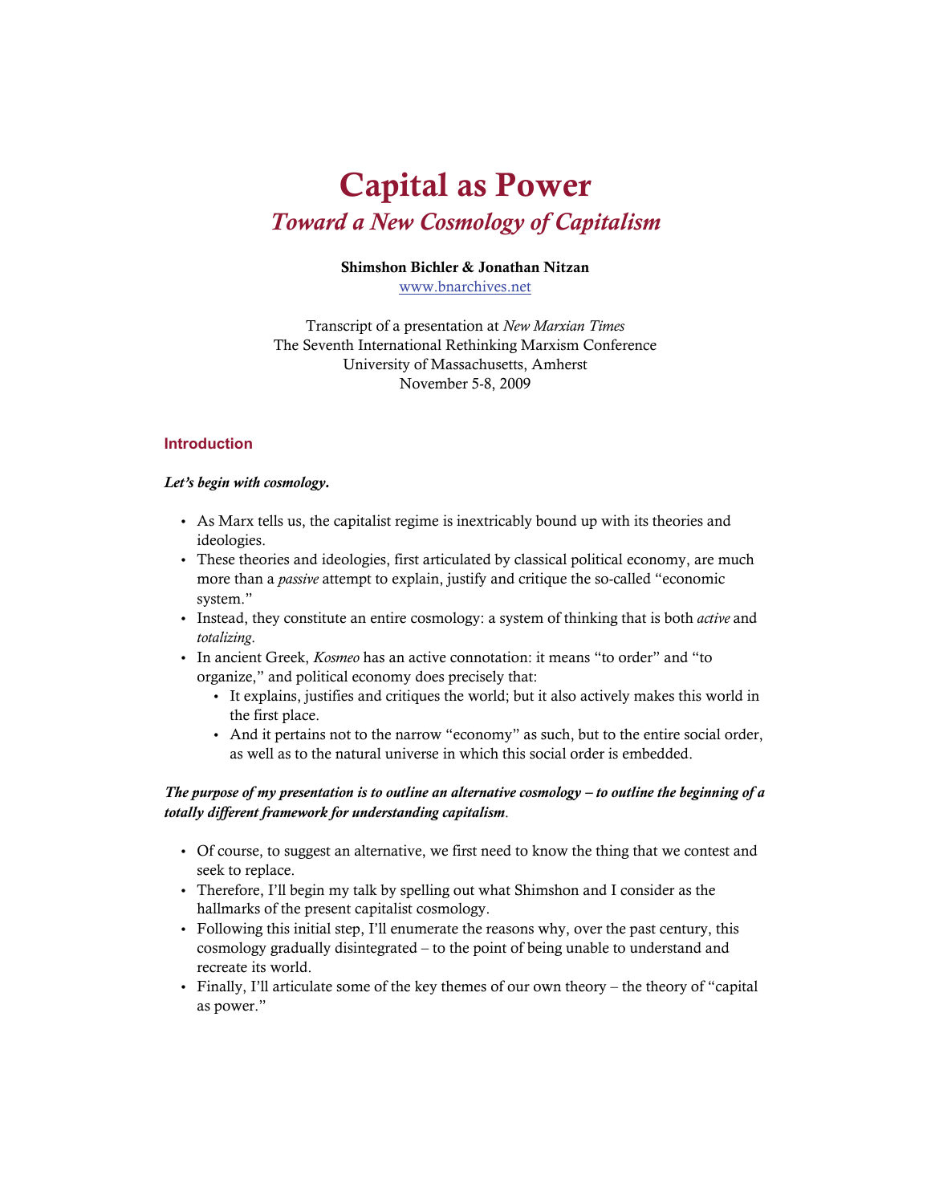# Capital as Power

## *Toward a New Cosmology of Capitalism*

**Shimshon Bichler & Jonathan Nitzan**

www.bnarchives.net

Transcript of a presentation at *New Marxian Times*
The Seventh International Rethinking Marxism Conference
University of Massachusetts, Amherst
November 5-8, 2009

### Introduction

***Let's begin with cosmology.***

- As Marx tells us, the capitalist regime is inextricably bound up with its theories and ideologies.
- These theories and ideologies, first articulated by classical political economy, are much more than a *passive* attempt to explain, justify and critique the so-called "economic system."
- Instead, they constitute an entire cosmology: a system of thinking that is both *active* and *totalizing*.
- In ancient Greek, *Kosmeo* has an active connotation: it means "to order" and "to organize," and political economy does precisely that:
  - It explains, justifies and critiques the world; but it also actively makes this world in the first place.
  - And it pertains not to the narrow "economy" as such, but to the entire social order, as well as to the natural universe in which this social order is embedded.

***The purpose of my presentation is to outline an alternative cosmology – to outline the beginning of a totally different framework for understanding capitalism.***

- Of course, to suggest an alternative, we first need to know the thing that we contest and seek to replace.
- Therefore, I'll begin my talk by spelling out what Shimshon and I consider as the hallmarks of the present capitalist cosmology.
- Following this initial step, I'll enumerate the reasons why, over the past century, this cosmology gradually disintegrated – to the point of being unable to understand and recreate its world.
- Finally, I'll articulate some of the key themes of our own theory – the theory of "capital as power."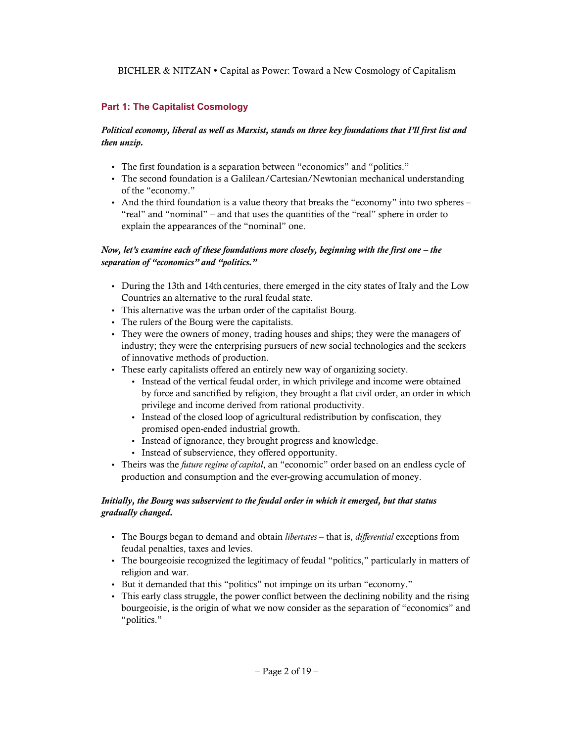## Part 1: The Capitalist Cosmology

***Political economy, liberal as well as Marxist, stands on three key foundations that I'll first list and then unzip.***

- The first foundation is a separation between "economics" and "politics."
- The second foundation is a Galilean/Cartesian/Newtonian mechanical understanding of the "economy."
- And the third foundation is a value theory that breaks the "economy" into two spheres – "real" and "nominal" – and that uses the quantities of the "real" sphere in order to explain the appearances of the "nominal" one.

***Now, let's examine each of these foundations more closely, beginning with the first one – the separation of "economics" and "politics."***

- During the 13th and 14th centuries, there emerged in the city states of Italy and the Low Countries an alternative to the rural feudal state.
- This alternative was the urban order of the capitalist Bourg.
- The rulers of the Bourg were the capitalists.
- They were the owners of money, trading houses and ships; they were the managers of industry; they were the enterprising pursuers of new social technologies and the seekers of innovative methods of production.
- These early capitalists offered an entirely new way of organizing society.
  - Instead of the vertical feudal order, in which privilege and income were obtained by force and sanctified by religion, they brought a flat civil order, an order in which privilege and income derived from rational productivity.
  - Instead of the closed loop of agricultural redistribution by confiscation, they promised open-ended industrial growth.
  - Instead of ignorance, they brought progress and knowledge.
  - Instead of subservience, they offered opportunity.
- Theirs was the *future regime of capital*, an "economic" order based on an endless cycle of production and consumption and the ever-growing accumulation of money.

***Initially, the Bourg was subservient to the feudal order in which it emerged, but that status gradually changed.***

- The Bourgs began to demand and obtain *libertates* – that is, *differential* exceptions from feudal penalties, taxes and levies.
- The bourgeoisie recognized the legitimacy of feudal "politics," particularly in matters of religion and war.
- But it demanded that this "politics" not impinge on its urban "economy."
- This early class struggle, the power conflict between the declining nobility and the rising bourgeoisie, is the origin of what we now consider as the separation of "economics" and "politics."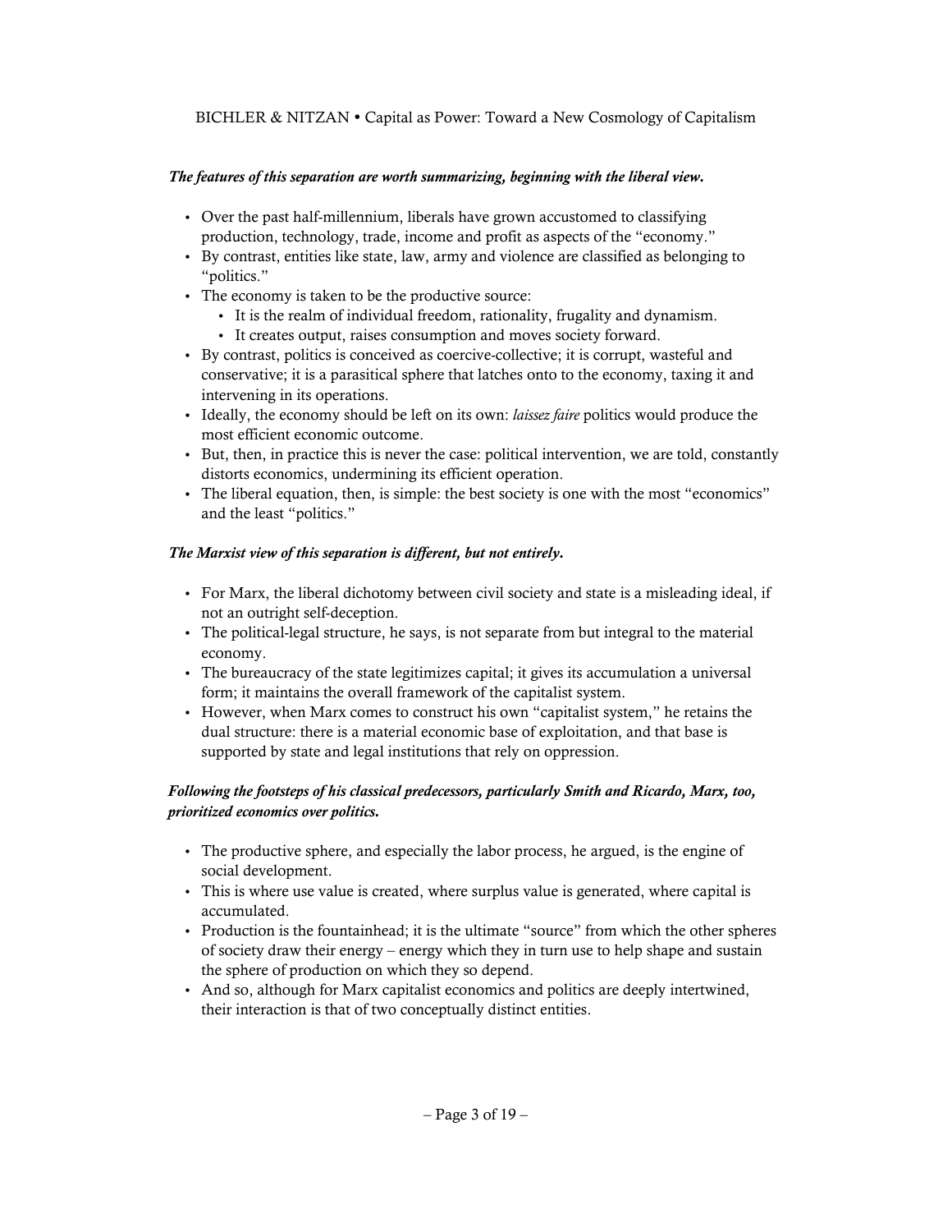***The features of this separation are worth summarizing, beginning with the liberal view.***

- Over the past half-millennium, liberals have grown accustomed to classifying production, technology, trade, income and profit as aspects of the "economy."
- By contrast, entities like state, law, army and violence are classified as belonging to "politics."
- The economy is taken to be the productive source:
  - It is the realm of individual freedom, rationality, frugality and dynamism.
  - It creates output, raises consumption and moves society forward.
- By contrast, politics is conceived as coercive-collective; it is corrupt, wasteful and conservative; it is a parasitical sphere that latches onto to the economy, taxing it and intervening in its operations.
- Ideally, the economy should be left on its own: *laissez faire* politics would produce the most efficient economic outcome.
- But, then, in practice this is never the case: political intervention, we are told, constantly distorts economics, undermining its efficient operation.
- The liberal equation, then, is simple: the best society is one with the most "economics" and the least "politics."

***The Marxist view of this separation is different, but not entirely.***

- For Marx, the liberal dichotomy between civil society and state is a misleading ideal, if not an outright self-deception.
- The political-legal structure, he says, is not separate from but integral to the material economy.
- The bureaucracy of the state legitimizes capital; it gives its accumulation a universal form; it maintains the overall framework of the capitalist system.
- However, when Marx comes to construct his own "capitalist system," he retains the dual structure: there is a material economic base of exploitation, and that base is supported by state and legal institutions that rely on oppression.

***Following the footsteps of his classical predecessors, particularly Smith and Ricardo, Marx, too, prioritized economics over politics.***

- The productive sphere, and especially the labor process, he argued, is the engine of social development.
- This is where use value is created, where surplus value is generated, where capital is accumulated.
- Production is the fountainhead; it is the ultimate "source" from which the other spheres of society draw their energy – energy which they in turn use to help shape and sustain the sphere of production on which they so depend.
- And so, although for Marx capitalist economics and politics are deeply intertwined, their interaction is that of two conceptually distinct entities.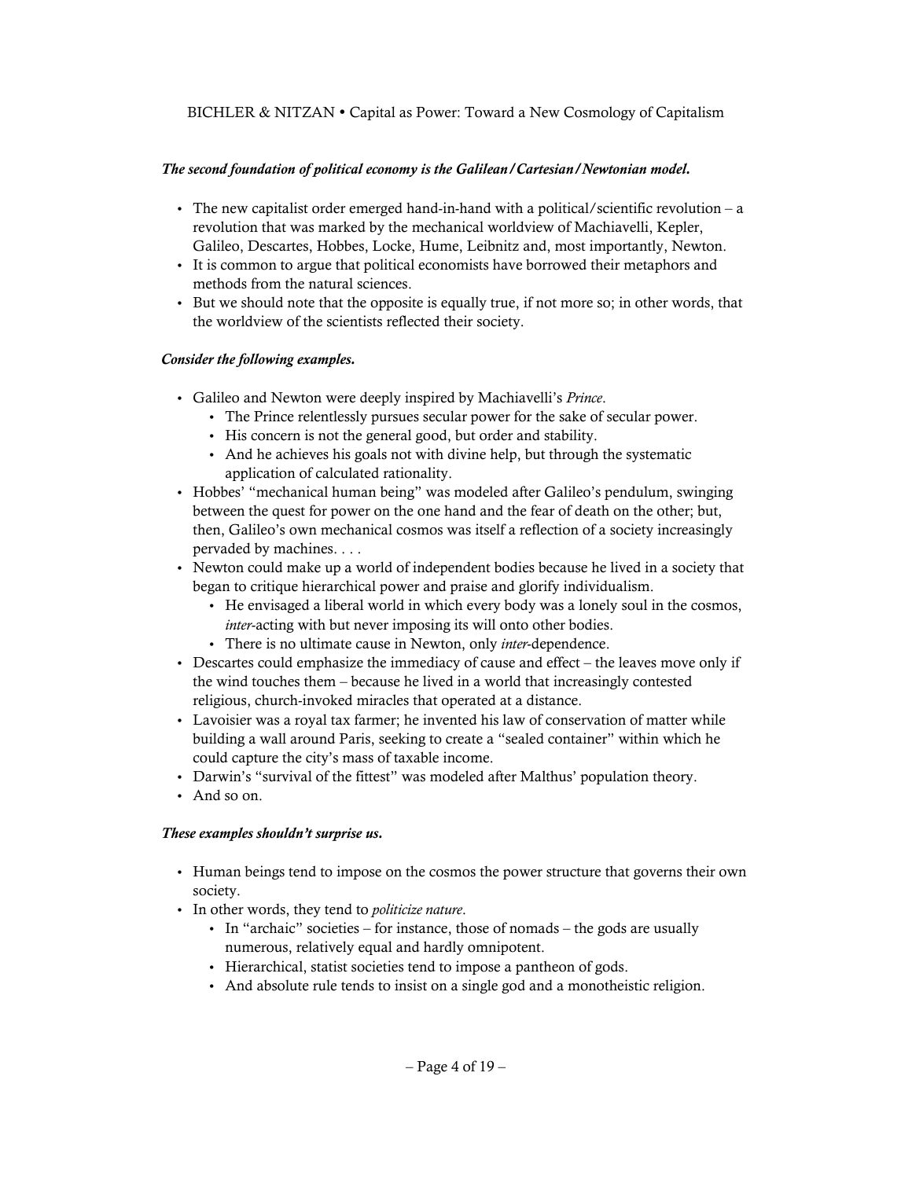***The second foundation of political economy is the Galilean/Cartesian/Newtonian model.***

- The new capitalist order emerged hand-in-hand with a political/scientific revolution – a revolution that was marked by the mechanical worldview of Machiavelli, Kepler, Galileo, Descartes, Hobbes, Locke, Hume, Leibnitz and, most importantly, Newton.
- It is common to argue that political economists have borrowed their metaphors and methods from the natural sciences.
- But we should note that the opposite is equally true, if not more so; in other words, that the worldview of the scientists reflected their society.

***Consider the following examples.***

- Galileo and Newton were deeply inspired by Machiavelli's *Prince*.
    - The Prince relentlessly pursues secular power for the sake of secular power.
    - His concern is not the general good, but order and stability.
    - And he achieves his goals not with divine help, but through the systematic application of calculated rationality.
- Hobbes' "mechanical human being" was modeled after Galileo's pendulum, swinging between the quest for power on the one hand and the fear of death on the other; but, then, Galileo's own mechanical cosmos was itself a reflection of a society increasingly pervaded by machines. . . .
- Newton could make up a world of independent bodies because he lived in a society that began to critique hierarchical power and praise and glorify individualism.
    - He envisaged a liberal world in which every body was a lonely soul in the cosmos, *inter*-acting with but never imposing its will onto other bodies.
    - There is no ultimate cause in Newton, only *inter*-dependence.
- Descartes could emphasize the immediacy of cause and effect – the leaves move only if the wind touches them – because he lived in a world that increasingly contested religious, church-invoked miracles that operated at a distance.
- Lavoisier was a royal tax farmer; he invented his law of conservation of matter while building a wall around Paris, seeking to create a "sealed container" within which he could capture the city's mass of taxable income.
- Darwin's "survival of the fittest" was modeled after Malthus' population theory.
- And so on.

***These examples shouldn't surprise us.***

- Human beings tend to impose on the cosmos the power structure that governs their own society.
- In other words, they tend to *politicize nature*.
    - In "archaic" societies – for instance, those of nomads – the gods are usually numerous, relatively equal and hardly omnipotent.
    - Hierarchical, statist societies tend to impose a pantheon of gods.
    - And absolute rule tends to insist on a single god and a monotheistic religion.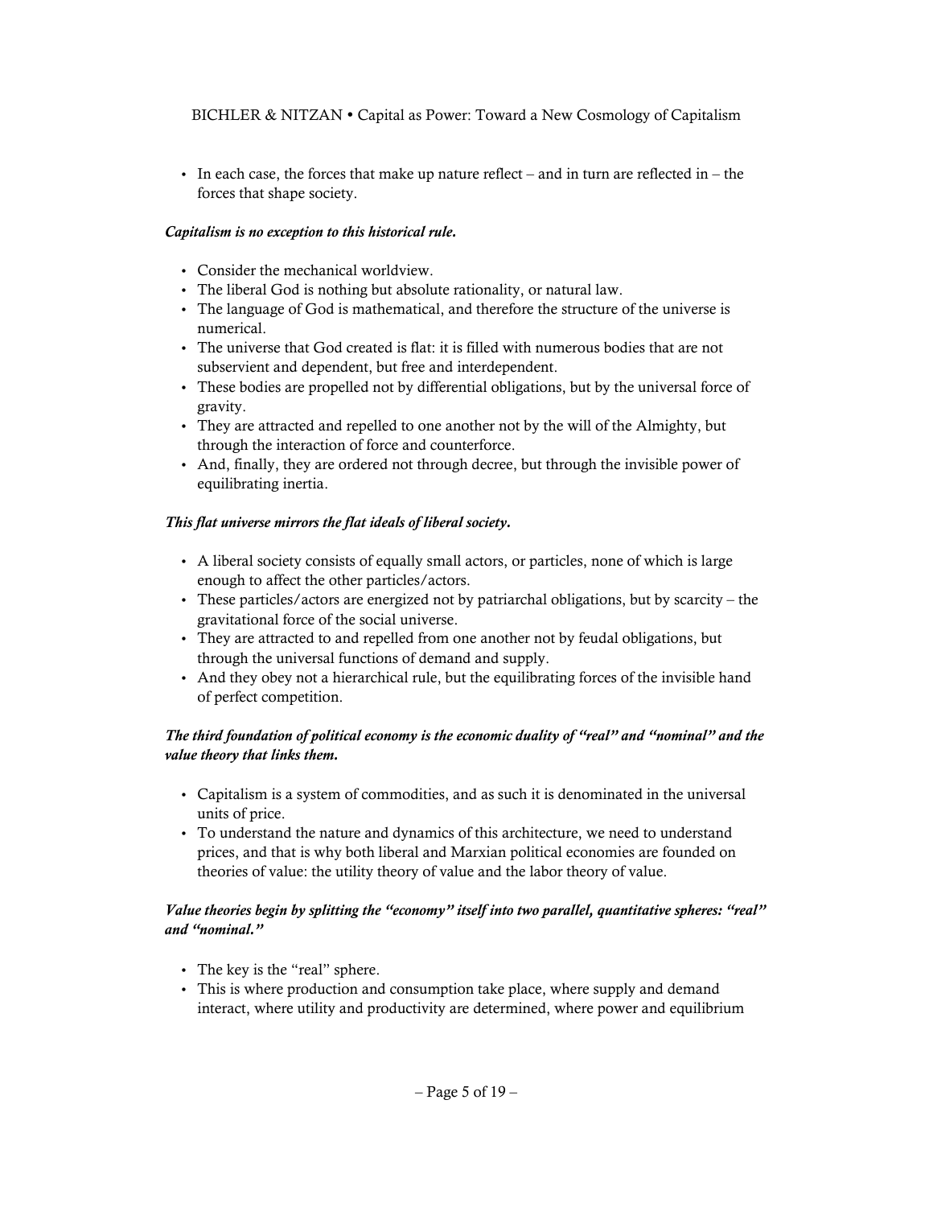- In each case, the forces that make up nature reflect – and in turn are reflected in – the forces that shape society.

***Capitalism is no exception to this historical rule.***

- Consider the mechanical worldview.
- The liberal God is nothing but absolute rationality, or natural law.
- The language of God is mathematical, and therefore the structure of the universe is numerical.
- The universe that God created is flat: it is filled with numerous bodies that are not subservient and dependent, but free and interdependent.
- These bodies are propelled not by differential obligations, but by the universal force of gravity.
- They are attracted and repelled to one another not by the will of the Almighty, but through the interaction of force and counterforce.
- And, finally, they are ordered not through decree, but through the invisible power of equilibrating inertia.

***This flat universe mirrors the flat ideals of liberal society.***

- A liberal society consists of equally small actors, or particles, none of which is large enough to affect the other particles/actors.
- These particles/actors are energized not by patriarchal obligations, but by scarcity – the gravitational force of the social universe.
- They are attracted to and repelled from one another not by feudal obligations, but through the universal functions of demand and supply.
- And they obey not a hierarchical rule, but the equilibrating forces of the invisible hand of perfect competition.

***The third foundation of political economy is the economic duality of "real" and "nominal" and the value theory that links them.***

- Capitalism is a system of commodities, and as such it is denominated in the universal units of price.
- To understand the nature and dynamics of this architecture, we need to understand prices, and that is why both liberal and Marxian political economies are founded on theories of value: the utility theory of value and the labor theory of value.

***Value theories begin by splitting the "economy" itself into two parallel, quantitative spheres: "real" and "nominal."***

- The key is the "real" sphere.
- This is where production and consumption take place, where supply and demand interact, where utility and productivity are determined, where power and equilibrium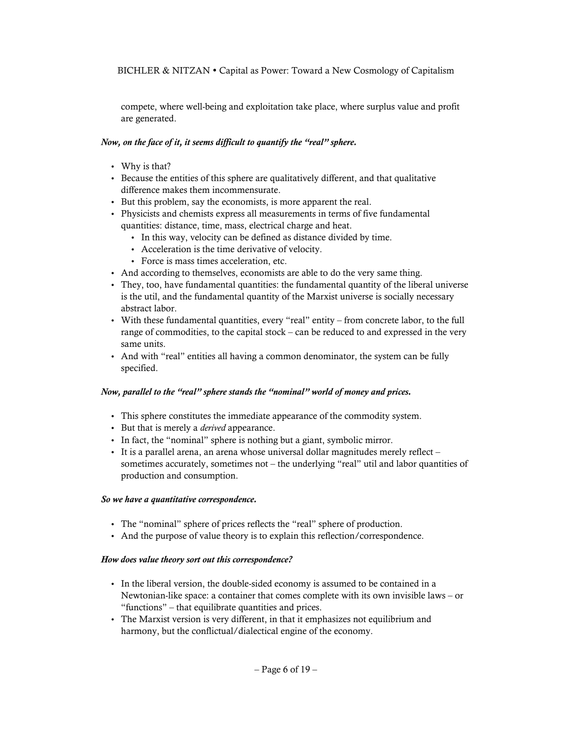compete, where well-being and exploitation take place, where surplus value and profit are generated.

***Now, on the face of it, it seems difficult to quantify the "real" sphere.***

- Why is that?
- Because the entities of this sphere are qualitatively different, and that qualitative difference makes them incommensurate.
- But this problem, say the economists, is more apparent the real.
- Physicists and chemists express all measurements in terms of five fundamental quantities: distance, time, mass, electrical charge and heat.
  - In this way, velocity can be defined as distance divided by time.
  - Acceleration is the time derivative of velocity.
  - Force is mass times acceleration, etc.
- And according to themselves, economists are able to do the very same thing.
- They, too, have fundamental quantities: the fundamental quantity of the liberal universe is the util, and the fundamental quantity of the Marxist universe is socially necessary abstract labor.
- With these fundamental quantities, every "real" entity – from concrete labor, to the full range of commodities, to the capital stock – can be reduced to and expressed in the very same units.
- And with "real" entities all having a common denominator, the system can be fully specified.

***Now, parallel to the "real" sphere stands the "nominal" world of money and prices.***

- This sphere constitutes the immediate appearance of the commodity system.
- But that is merely a *derived* appearance.
- In fact, the "nominal" sphere is nothing but a giant, symbolic mirror.
- It is a parallel arena, an arena whose universal dollar magnitudes merely reflect – sometimes accurately, sometimes not – the underlying "real" util and labor quantities of production and consumption.

***So we have a quantitative correspondence.***

- The "nominal" sphere of prices reflects the "real" sphere of production.
- And the purpose of value theory is to explain this reflection/correspondence.

***How does value theory sort out this correspondence?***

- In the liberal version, the double-sided economy is assumed to be contained in a Newtonian-like space: a container that comes complete with its own invisible laws – or "functions" – that equilibrate quantities and prices.
- The Marxist version is very different, in that it emphasizes not equilibrium and harmony, but the conflictual/dialectical engine of the economy.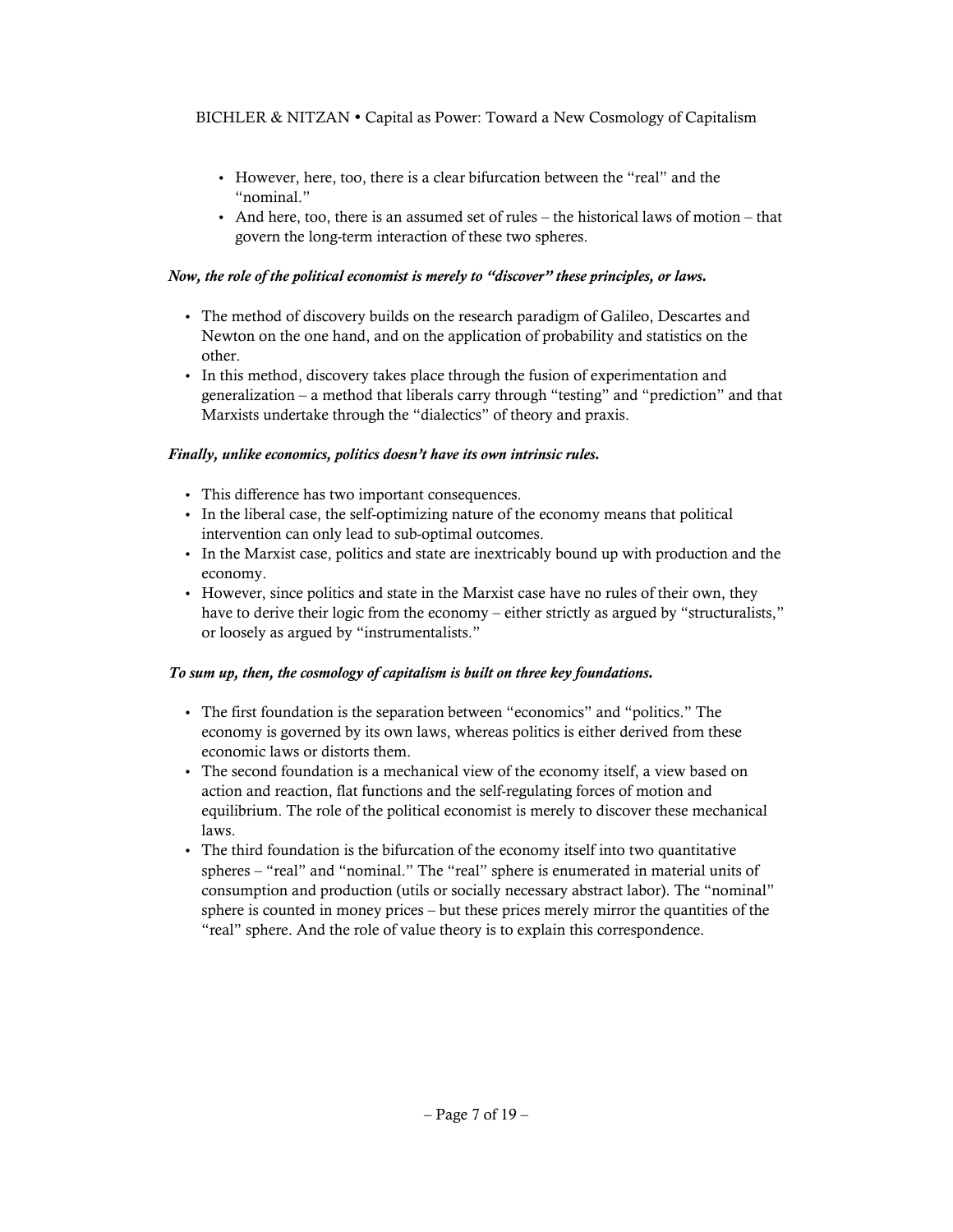- However, here, too, there is a clear bifurcation between the "real" and the "nominal."
- And here, too, there is an assumed set of rules – the historical laws of motion – that govern the long-term interaction of these two spheres.

***Now, the role of the political economist is merely to "discover" these principles, or laws.***

- The method of discovery builds on the research paradigm of Galileo, Descartes and Newton on the one hand, and on the application of probability and statistics on the other.
- In this method, discovery takes place through the fusion of experimentation and generalization – a method that liberals carry through "testing" and "prediction" and that Marxists undertake through the "dialectics" of theory and praxis.

***Finally, unlike economics, politics doesn't have its own intrinsic rules.***

- This difference has two important consequences.
- In the liberal case, the self-optimizing nature of the economy means that political intervention can only lead to sub-optimal outcomes.
- In the Marxist case, politics and state are inextricably bound up with production and the economy.
- However, since politics and state in the Marxist case have no rules of their own, they have to derive their logic from the economy – either strictly as argued by "structuralists," or loosely as argued by "instrumentalists."

***To sum up, then, the cosmology of capitalism is built on three key foundations.***

- The first foundation is the separation between "economics" and "politics." The economy is governed by its own laws, whereas politics is either derived from these economic laws or distorts them.
- The second foundation is a mechanical view of the economy itself, a view based on action and reaction, flat functions and the self-regulating forces of motion and equilibrium. The role of the political economist is merely to discover these mechanical laws.
- The third foundation is the bifurcation of the economy itself into two quantitative spheres – "real" and "nominal." The "real" sphere is enumerated in material units of consumption and production (utils or socially necessary abstract labor). The "nominal" sphere is counted in money prices – but these prices merely mirror the quantities of the "real" sphere. And the role of value theory is to explain this correspondence.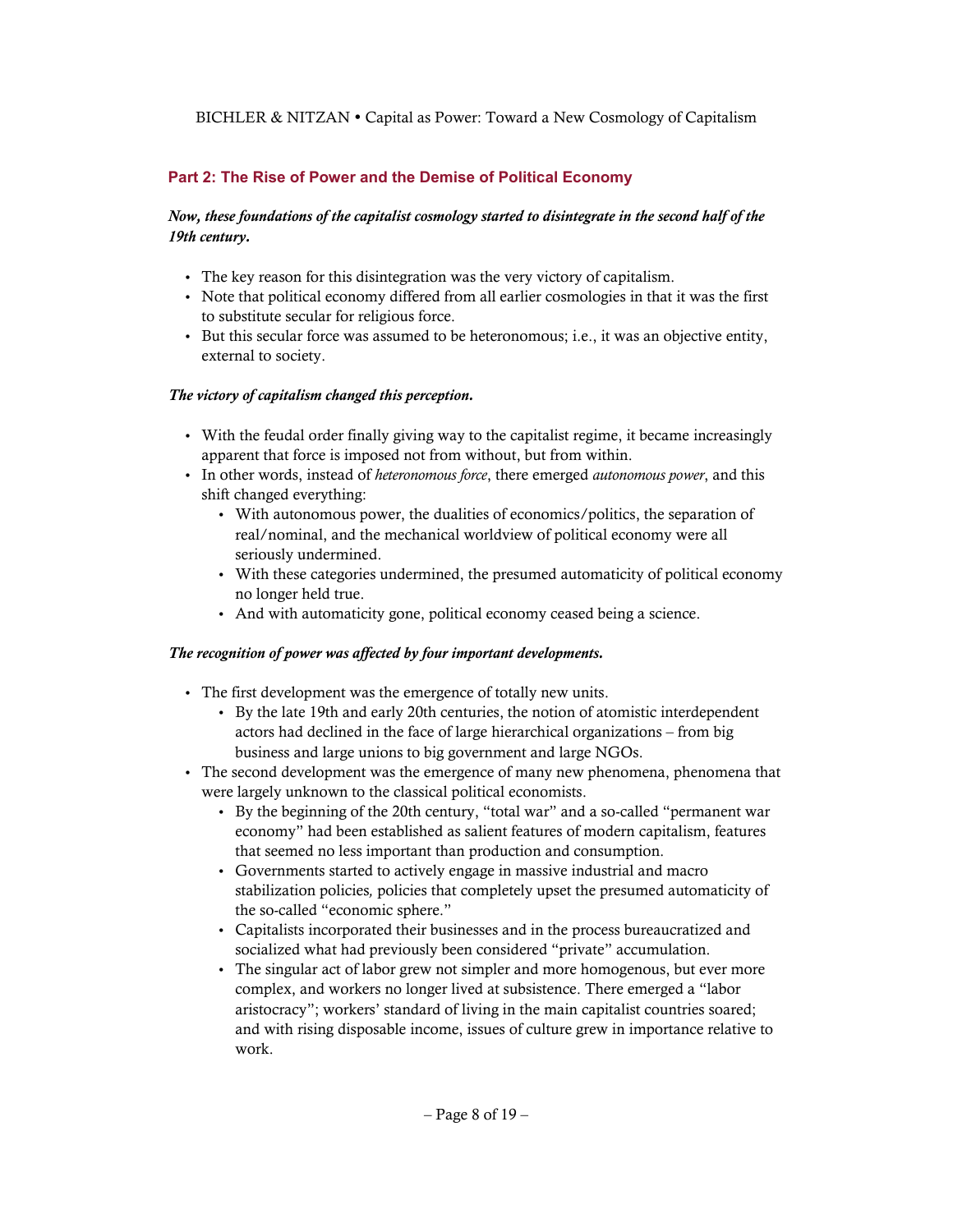## Part 2: The Rise of Power and the Demise of Political Economy

***Now, these foundations of the capitalist cosmology started to disintegrate in the second half of the 19th century.***

- The key reason for this disintegration was the very victory of capitalism.
- Note that political economy differed from all earlier cosmologies in that it was the first to substitute secular for religious force.
- But this secular force was assumed to be heteronomous; i.e., it was an objective entity, external to society.

***The victory of capitalism changed this perception.***

- With the feudal order finally giving way to the capitalist regime, it became increasingly apparent that force is imposed not from without, but from within.
- In other words, instead of *heteronomous force*, there emerged *autonomous power*, and this shift changed everything:
  - With autonomous power, the dualities of economics/politics, the separation of real/nominal, and the mechanical worldview of political economy were all seriously undermined.
  - With these categories undermined, the presumed automaticity of political economy no longer held true.
  - And with automaticity gone, political economy ceased being a science.

***The recognition of power was affected by four important developments.***

- The first development was the emergence of totally new units.
  - By the late 19th and early 20th centuries, the notion of atomistic interdependent actors had declined in the face of large hierarchical organizations – from big business and large unions to big government and large NGOs.
- The second development was the emergence of many new phenomena, phenomena that were largely unknown to the classical political economists.
  - By the beginning of the 20th century, "total war" and a so-called "permanent war economy" had been established as salient features of modern capitalism, features that seemed no less important than production and consumption.
  - Governments started to actively engage in massive industrial and macro stabilization policies, policies that completely upset the presumed automaticity of the so-called "economic sphere."
  - Capitalists incorporated their businesses and in the process bureaucratized and socialized what had previously been considered "private" accumulation.
  - The singular act of labor grew not simpler and more homogenous, but ever more complex, and workers no longer lived at subsistence. There emerged a "labor aristocracy"; workers' standard of living in the main capitalist countries soared; and with rising disposable income, issues of culture grew in importance relative to work.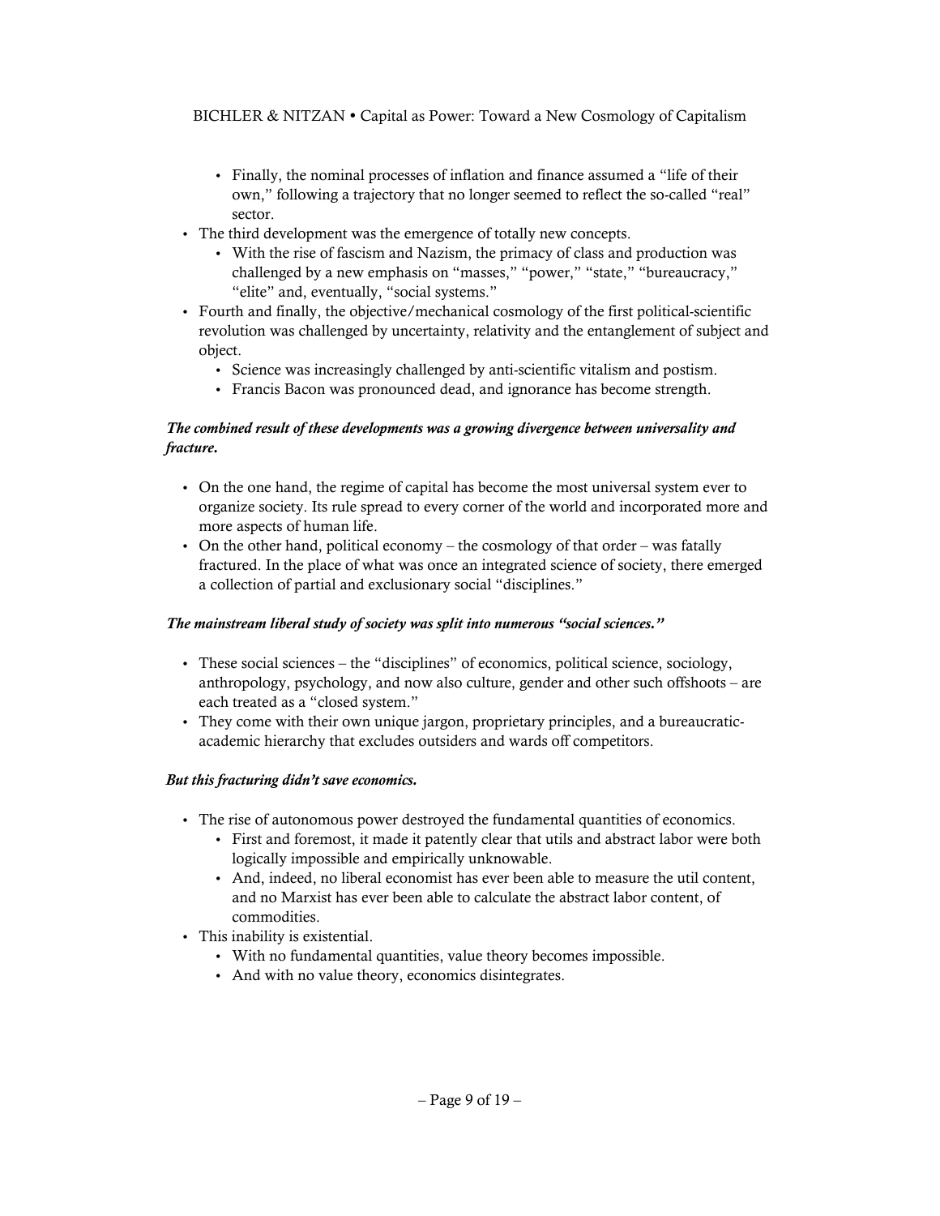- Finally, the nominal processes of inflation and finance assumed a "life of their own," following a trajectory that no longer seemed to reflect the so-called "real" sector.
- The third development was the emergence of totally new concepts.
  - With the rise of fascism and Nazism, the primacy of class and production was challenged by a new emphasis on "masses," "power," "state," "bureaucracy," "elite" and, eventually, "social systems."
- Fourth and finally, the objective/mechanical cosmology of the first political-scientific revolution was challenged by uncertainty, relativity and the entanglement of subject and object.
  - Science was increasingly challenged by anti-scientific vitalism and postism.
  - Francis Bacon was pronounced dead, and ignorance has become strength.

***The combined result of these developments was a growing divergence between universality and fracture.***

- On the one hand, the regime of capital has become the most universal system ever to organize society. Its rule spread to every corner of the world and incorporated more and more aspects of human life.
- On the other hand, political economy – the cosmology of that order – was fatally fractured. In the place of what was once an integrated science of society, there emerged a collection of partial and exclusionary social "disciplines."

***The mainstream liberal study of society was split into numerous "social sciences."***

- These social sciences – the "disciplines" of economics, political science, sociology, anthropology, psychology, and now also culture, gender and other such offshoots – are each treated as a "closed system."
- They come with their own unique jargon, proprietary principles, and a bureaucratic-academic hierarchy that excludes outsiders and wards off competitors.

***But this fracturing didn't save economics.***

- The rise of autonomous power destroyed the fundamental quantities of economics.
  - First and foremost, it made it patently clear that utils and abstract labor were both logically impossible and empirically unknowable.
  - And, indeed, no liberal economist has ever been able to measure the util content, and no Marxist has ever been able to calculate the abstract labor content, of commodities.
- This inability is existential.
  - With no fundamental quantities, value theory becomes impossible.
  - And with no value theory, economics disintegrates.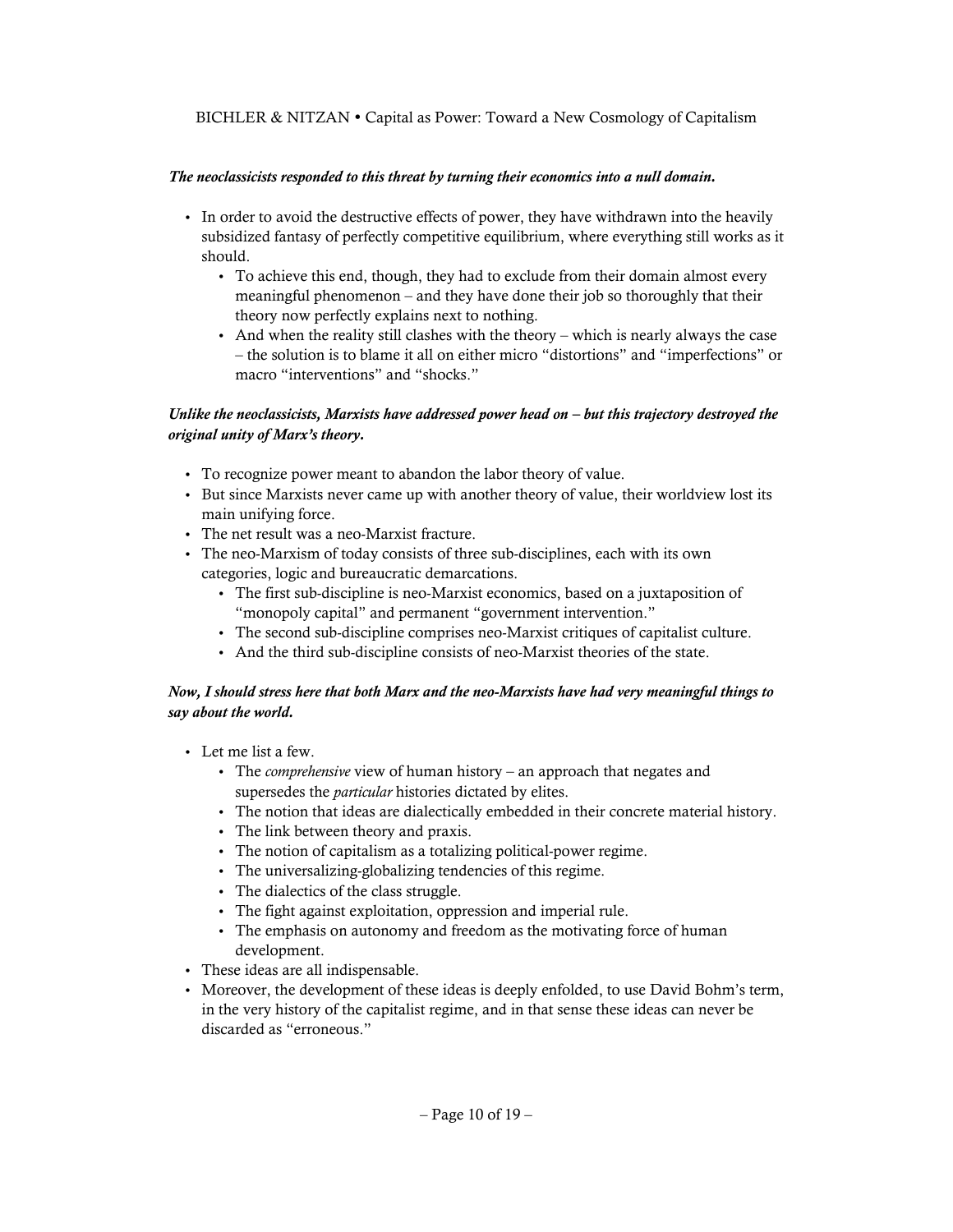***The neoclassicists responded to this threat by turning their economics into a null domain.***

- In order to avoid the destructive effects of power, they have withdrawn into the heavily subsidized fantasy of perfectly competitive equilibrium, where everything still works as it should.
  - To achieve this end, though, they had to exclude from their domain almost every meaningful phenomenon – and they have done their job so thoroughly that their theory now perfectly explains next to nothing.
  - And when the reality still clashes with the theory – which is nearly always the case – the solution is to blame it all on either micro "distortions" and "imperfections" or macro "interventions" and "shocks."

***Unlike the neoclassicists, Marxists have addressed power head on – but this trajectory destroyed the original unity of Marx's theory.***

- To recognize power meant to abandon the labor theory of value.
- But since Marxists never came up with another theory of value, their worldview lost its main unifying force.
- The net result was a neo-Marxist fracture.
- The neo-Marxism of today consists of three sub-disciplines, each with its own categories, logic and bureaucratic demarcations.
  - The first sub-discipline is neo-Marxist economics, based on a juxtaposition of "monopoly capital" and permanent "government intervention."
  - The second sub-discipline comprises neo-Marxist critiques of capitalist culture.
  - And the third sub-discipline consists of neo-Marxist theories of the state.

***Now, I should stress here that both Marx and the neo-Marxists have had very meaningful things to say about the world.***

- Let me list a few.
  - The *comprehensive* view of human history – an approach that negates and supersedes the *particular* histories dictated by elites.
  - The notion that ideas are dialectically embedded in their concrete material history.
  - The link between theory and praxis.
  - The notion of capitalism as a totalizing political-power regime.
  - The universalizing-globalizing tendencies of this regime.
  - The dialectics of the class struggle.
  - The fight against exploitation, oppression and imperial rule.
  - The emphasis on autonomy and freedom as the motivating force of human development.
- These ideas are all indispensable.
- Moreover, the development of these ideas is deeply enfolded, to use David Bohm's term, in the very history of the capitalist regime, and in that sense these ideas can never be discarded as "erroneous."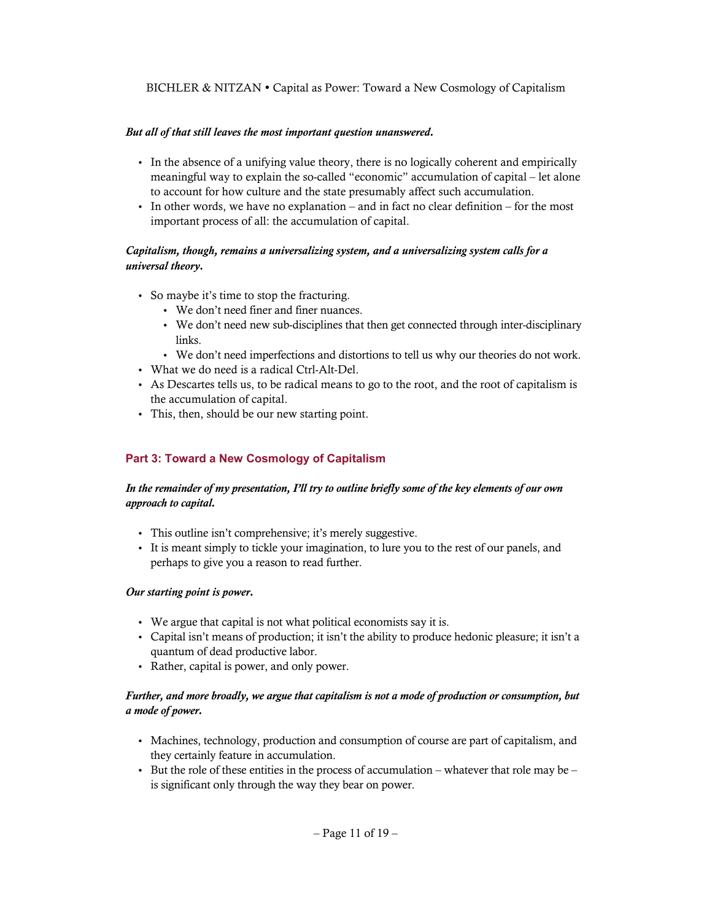***But all of that still leaves the most important question unanswered.***

- In the absence of a unifying value theory, there is no logically coherent and empirically meaningful way to explain the so-called "economic" accumulation of capital – let alone to account for how culture and the state presumably affect such accumulation.
- In other words, we have no explanation – and in fact no clear definition – for the most important process of all: the accumulation of capital.

***Capitalism, though, remains a universalizing system, and a universalizing system calls for a universal theory.***

- So maybe it's time to stop the fracturing.
  - We don't need finer and finer nuances.
  - We don't need new sub-disciplines that then get connected through inter-disciplinary links.
  - We don't need imperfections and distortions to tell us why our theories do not work.
- What we do need is a radical Ctrl-Alt-Del.
- As Descartes tells us, to be radical means to go to the root, and the root of capitalism is the accumulation of capital.
- This, then, should be our new starting point.

## Part 3: Toward a New Cosmology of Capitalism

***In the remainder of my presentation, I'll try to outline briefly some of the key elements of our own approach to capital.***

- This outline isn't comprehensive; it's merely suggestive.
- It is meant simply to tickle your imagination, to lure you to the rest of our panels, and perhaps to give you a reason to read further.

***Our starting point is power.***

- We argue that capital is not what political economists say it is.
- Capital isn't means of production; it isn't the ability to produce hedonic pleasure; it isn't a quantum of dead productive labor.
- Rather, capital is power, and only power.

***Further, and more broadly, we argue that capitalism is not a mode of production or consumption, but a mode of power.***

- Machines, technology, production and consumption of course are part of capitalism, and they certainly feature in accumulation.
- But the role of these entities in the process of accumulation – whatever that role may be – is significant only through the way they bear on power.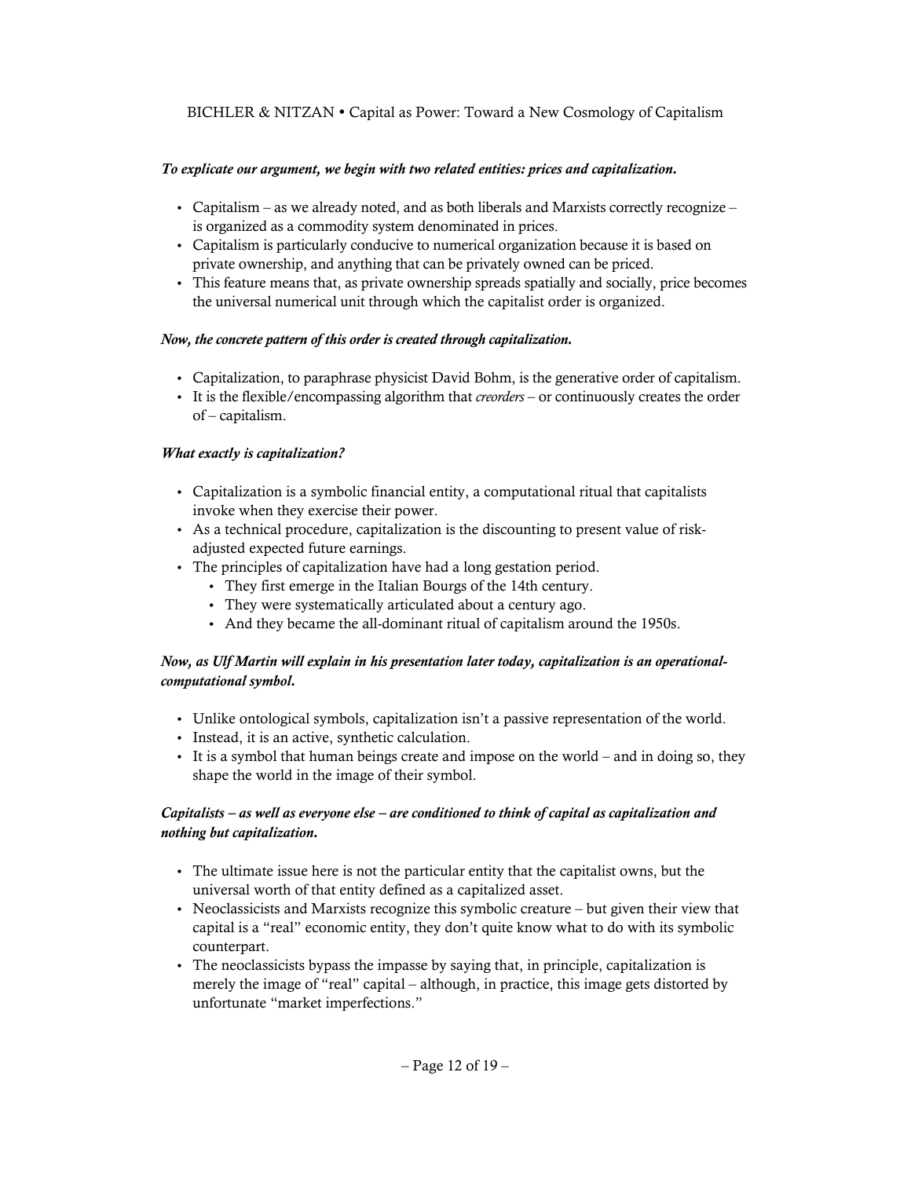***To explicate our argument, we begin with two related entities: prices and capitalization.***

- Capitalism – as we already noted, and as both liberals and Marxists correctly recognize – is organized as a commodity system denominated in prices.
- Capitalism is particularly conducive to numerical organization because it is based on private ownership, and anything that can be privately owned can be priced.
- This feature means that, as private ownership spreads spatially and socially, price becomes the universal numerical unit through which the capitalist order is organized.

***Now, the concrete pattern of this order is created through capitalization.***

- Capitalization, to paraphrase physicist David Bohm, is the generative order of capitalism.
- It is the flexible/encompassing algorithm that *creorders* – or continuously creates the order of – capitalism.

***What exactly is capitalization?***

- Capitalization is a symbolic financial entity, a computational ritual that capitalists invoke when they exercise their power.
- As a technical procedure, capitalization is the discounting to present value of risk-adjusted expected future earnings.
- The principles of capitalization have had a long gestation period.
  - They first emerge in the Italian Bourgs of the 14th century.
  - They were systematically articulated about a century ago.
  - And they became the all-dominant ritual of capitalism around the 1950s.

***Now, as Ulf Martin will explain in his presentation later today, capitalization is an operational-computational symbol.***

- Unlike ontological symbols, capitalization isn't a passive representation of the world.
- Instead, it is an active, synthetic calculation.
- It is a symbol that human beings create and impose on the world – and in doing so, they shape the world in the image of their symbol.

***Capitalists – as well as everyone else – are conditioned to think of capital as capitalization and nothing but capitalization.***

- The ultimate issue here is not the particular entity that the capitalist owns, but the universal worth of that entity defined as a capitalized asset.
- Neoclassicists and Marxists recognize this symbolic creature – but given their view that capital is a "real" economic entity, they don't quite know what to do with its symbolic counterpart.
- The neoclassicists bypass the impasse by saying that, in principle, capitalization is merely the image of "real" capital – although, in practice, this image gets distorted by unfortunate "market imperfections."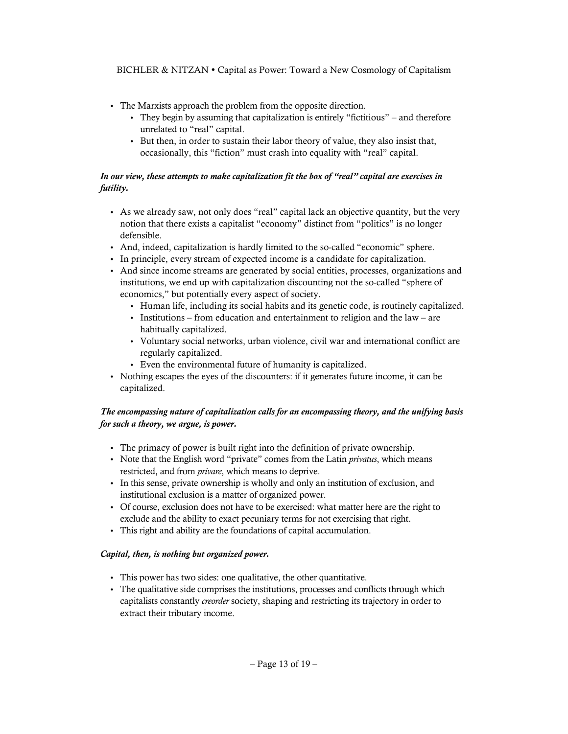- The Marxists approach the problem from the opposite direction.
    - They begin by assuming that capitalization is entirely "fictitious" – and therefore unrelated to "real" capital.
    - But then, in order to sustain their labor theory of value, they also insist that, occasionally, this "fiction" must crash into equality with "real" capital.

***In our view, these attempts to make capitalization fit the box of "real" capital are exercises in futility.***

- As we already saw, not only does "real" capital lack an objective quantity, but the very notion that there exists a capitalist "economy" distinct from "politics" is no longer defensible.
- And, indeed, capitalization is hardly limited to the so-called "economic" sphere.
- In principle, every stream of expected income is a candidate for capitalization.
- And since income streams are generated by social entities, processes, organizations and institutions, we end up with capitalization discounting not the so-called "sphere of economics," but potentially every aspect of society.
    - Human life, including its social habits and its genetic code, is routinely capitalized.
    - Institutions – from education and entertainment to religion and the law – are habitually capitalized.
    - Voluntary social networks, urban violence, civil war and international conflict are regularly capitalized.
    - Even the environmental future of humanity is capitalized.
- Nothing escapes the eyes of the discounters: if it generates future income, it can be capitalized.

***The encompassing nature of capitalization calls for an encompassing theory, and the unifying basis for such a theory, we argue, is power.***

- The primacy of power is built right into the definition of private ownership.
- Note that the English word "private" comes from the Latin *privatus*, which means restricted, and from *privare*, which means to deprive.
- In this sense, private ownership is wholly and only an institution of exclusion, and institutional exclusion is a matter of organized power.
- Of course, exclusion does not have to be exercised: what matter here are the right to exclude and the ability to exact pecuniary terms for not exercising that right.
- This right and ability are the foundations of capital accumulation.

***Capital, then, is nothing but organized power.***

- This power has two sides: one qualitative, the other quantitative.
- The qualitative side comprises the institutions, processes and conflicts through which capitalists constantly *creorder* society, shaping and restricting its trajectory in order to extract their tributary income.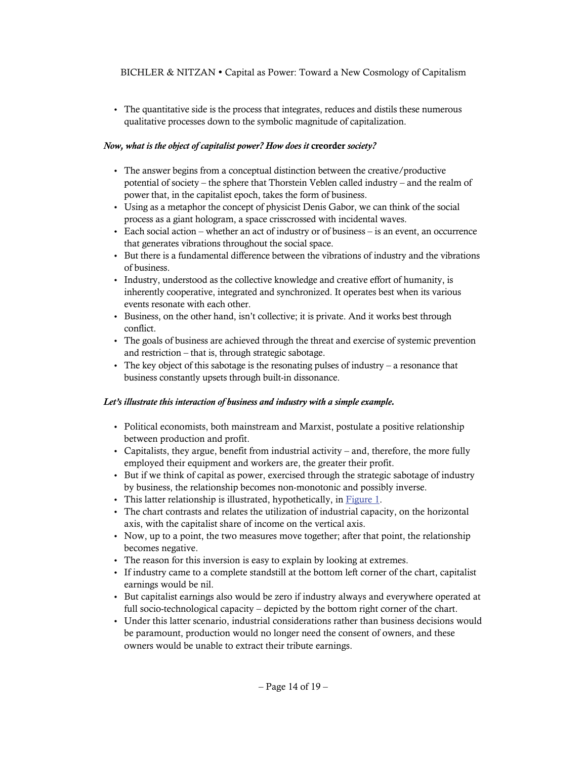- The quantitative side is the process that integrates, reduces and distils these numerous qualitative processes down to the symbolic magnitude of capitalization.

***Now, what is the object of capitalist power? How does it* creorder *society?***

- The answer begins from a conceptual distinction between the creative/productive potential of society – the sphere that Thorstein Veblen called industry – and the realm of power that, in the capitalist epoch, takes the form of business.
- Using as a metaphor the concept of physicist Denis Gabor, we can think of the social process as a giant hologram, a space crisscrossed with incidental waves.
- Each social action – whether an act of industry or of business – is an event, an occurrence that generates vibrations throughout the social space.
- But there is a fundamental difference between the vibrations of industry and the vibrations of business.
- Industry, understood as the collective knowledge and creative effort of humanity, is inherently cooperative, integrated and synchronized. It operates best when its various events resonate with each other.
- Business, on the other hand, isn't collective; it is private. And it works best through conflict.
- The goals of business are achieved through the threat and exercise of systemic prevention and restriction – that is, through strategic sabotage.
- The key object of this sabotage is the resonating pulses of industry – a resonance that business constantly upsets through built-in dissonance.

***Let's illustrate this interaction of business and industry with a simple example.***

- Political economists, both mainstream and Marxist, postulate a positive relationship between production and profit.
- Capitalists, they argue, benefit from industrial activity – and, therefore, the more fully employed their equipment and workers are, the greater their profit.
- But if we think of capital as power, exercised through the strategic sabotage of industry by business, the relationship becomes non-monotonic and possibly inverse.
- This latter relationship is illustrated, hypothetically, in Figure 1.
- The chart contrasts and relates the utilization of industrial capacity, on the horizontal axis, with the capitalist share of income on the vertical axis.
- Now, up to a point, the two measures move together; after that point, the relationship becomes negative.
- The reason for this inversion is easy to explain by looking at extremes.
- If industry came to a complete standstill at the bottom left corner of the chart, capitalist earnings would be nil.
- But capitalist earnings also would be zero if industry always and everywhere operated at full socio-technological capacity – depicted by the bottom right corner of the chart.
- Under this latter scenario, industrial considerations rather than business decisions would be paramount, production would no longer need the consent of owners, and these owners would be unable to extract their tribute earnings.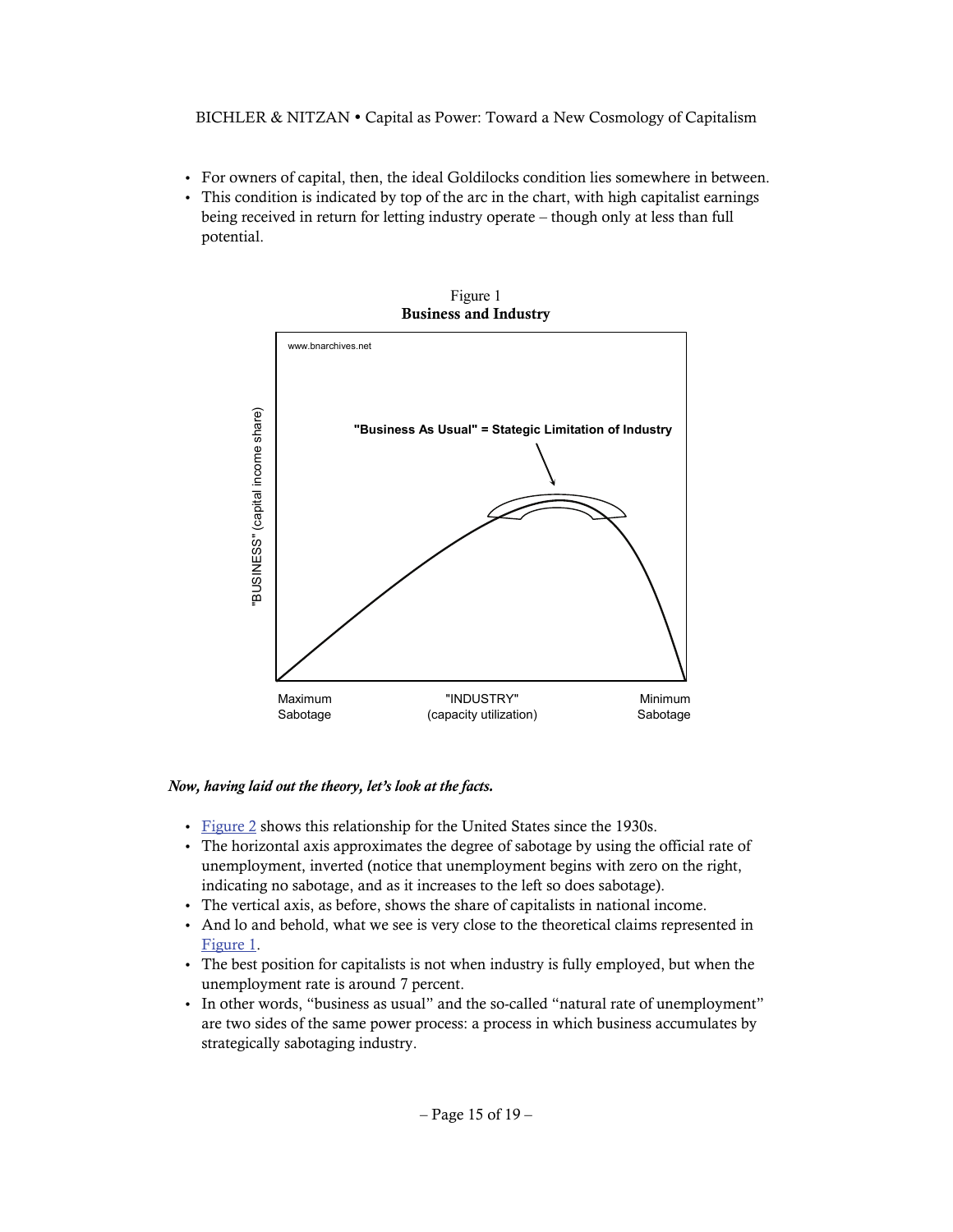- For owners of capital, then, the ideal Goldilocks condition lies somewhere in between.
- This condition is indicated by top of the arc in the chart, with high capitalist earnings being received in return for letting industry operate – though only at less than full potential.

Figure 1
**Business and Industry**

*Now, having laid out the theory, let's look at the facts.*

- Figure 2 shows this relationship for the United States since the 1930s.
- The horizontal axis approximates the degree of sabotage by using the official rate of unemployment, inverted (notice that unemployment begins with zero on the right, indicating no sabotage, and as it increases to the left so does sabotage).
- The vertical axis, as before, shows the share of capitalists in national income.
- And lo and behold, what we see is very close to the theoretical claims represented in Figure 1.
- The best position for capitalists is not when industry is fully employed, but when the unemployment rate is around 7 percent.
- In other words, "business as usual" and the so-called "natural rate of unemployment" are two sides of the same power process: a process in which business accumulates by strategically sabotaging industry.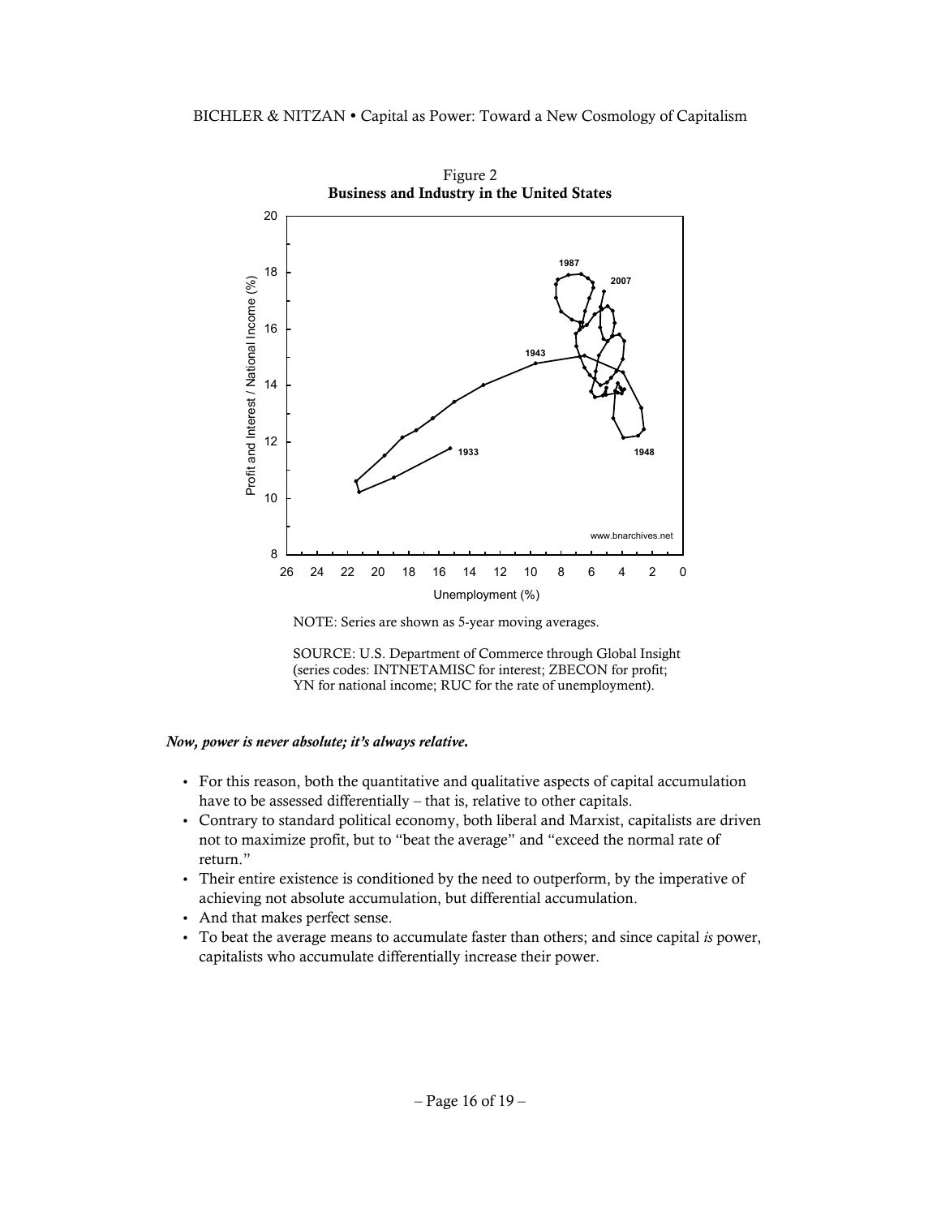Figure 2
**Business and Industry in the United States**

NOTE: Series are shown as 5-year moving averages.

SOURCE: U.S. Department of Commerce through Global Insight (series codes: INTNETAMISC for interest; ZBECON for profit; YN for national income; RUC for the rate of unemployment).

***Now, power is never absolute; it's always relative.***

- For this reason, both the quantitative and qualitative aspects of capital accumulation have to be assessed differentially – that is, relative to other capitals.
- Contrary to standard political economy, both liberal and Marxist, capitalists are driven not to maximize profit, but to "beat the average" and "exceed the normal rate of return."
- Their entire existence is conditioned by the need to outperform, by the imperative of achieving not absolute accumulation, but differential accumulation.
- And that makes perfect sense.
- To beat the average means to accumulate faster than others; and since capital *is* power, capitalists who accumulate differentially increase their power.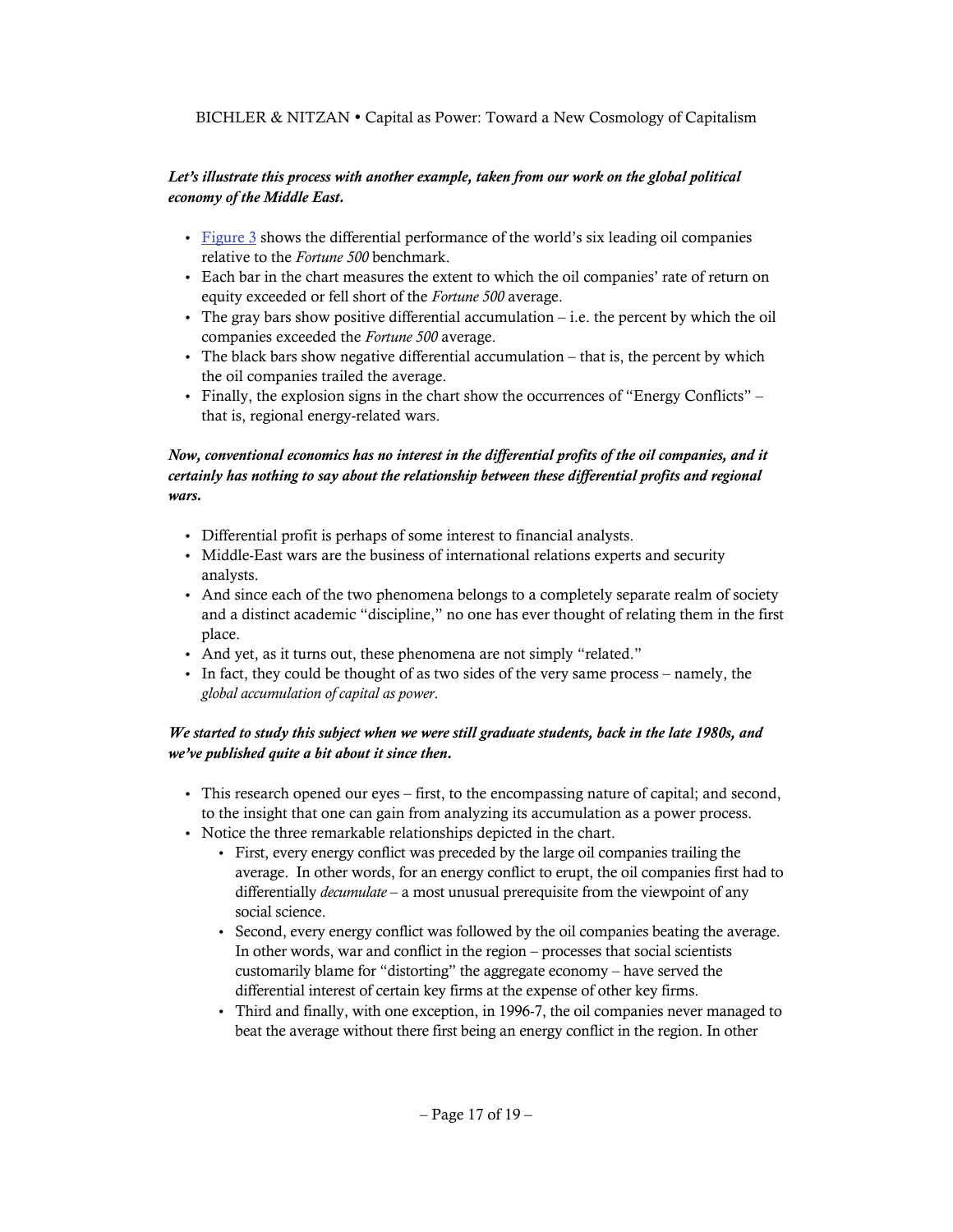***Let's illustrate this process with another example, taken from our work on the global political economy of the Middle East.***

- [Figure 3] shows the differential performance of the world's six leading oil companies relative to the *Fortune 500* benchmark.
- Each bar in the chart measures the extent to which the oil companies' rate of return on equity exceeded or fell short of the *Fortune 500* average.
- The gray bars show positive differential accumulation – i.e. the percent by which the oil companies exceeded the *Fortune 500* average.
- The black bars show negative differential accumulation – that is, the percent by which the oil companies trailed the average.
- Finally, the explosion signs in the chart show the occurrences of "Energy Conflicts" – that is, regional energy-related wars.

***Now, conventional economics has no interest in the differential profits of the oil companies, and it certainly has nothing to say about the relationship between these differential profits and regional wars.***

- Differential profit is perhaps of some interest to financial analysts.
- Middle-East wars are the business of international relations experts and security analysts.
- And since each of the two phenomena belongs to a completely separate realm of society and a distinct academic "discipline," no one has ever thought of relating them in the first place.
- And yet, as it turns out, these phenomena are not simply "related."
- In fact, they could be thought of as two sides of the very same process – namely, the *global accumulation of capital as power*.

***We started to study this subject when we were still graduate students, back in the late 1980s, and we've published quite a bit about it since then.***

- This research opened our eyes – first, to the encompassing nature of capital; and second, to the insight that one can gain from analyzing its accumulation as a power process.
- Notice the three remarkable relationships depicted in the chart.
  - First, every energy conflict was preceded by the large oil companies trailing the average. In other words, for an energy conflict to erupt, the oil companies first had to differentially *decumulate* – a most unusual prerequisite from the viewpoint of any social science.
  - Second, every energy conflict was followed by the oil companies beating the average. In other words, war and conflict in the region – processes that social scientists customarily blame for "distorting" the aggregate economy – have served the differential interest of certain key firms at the expense of other key firms.
  - Third and finally, with one exception, in 1996-7, the oil companies never managed to beat the average without there first being an energy conflict in the region. In other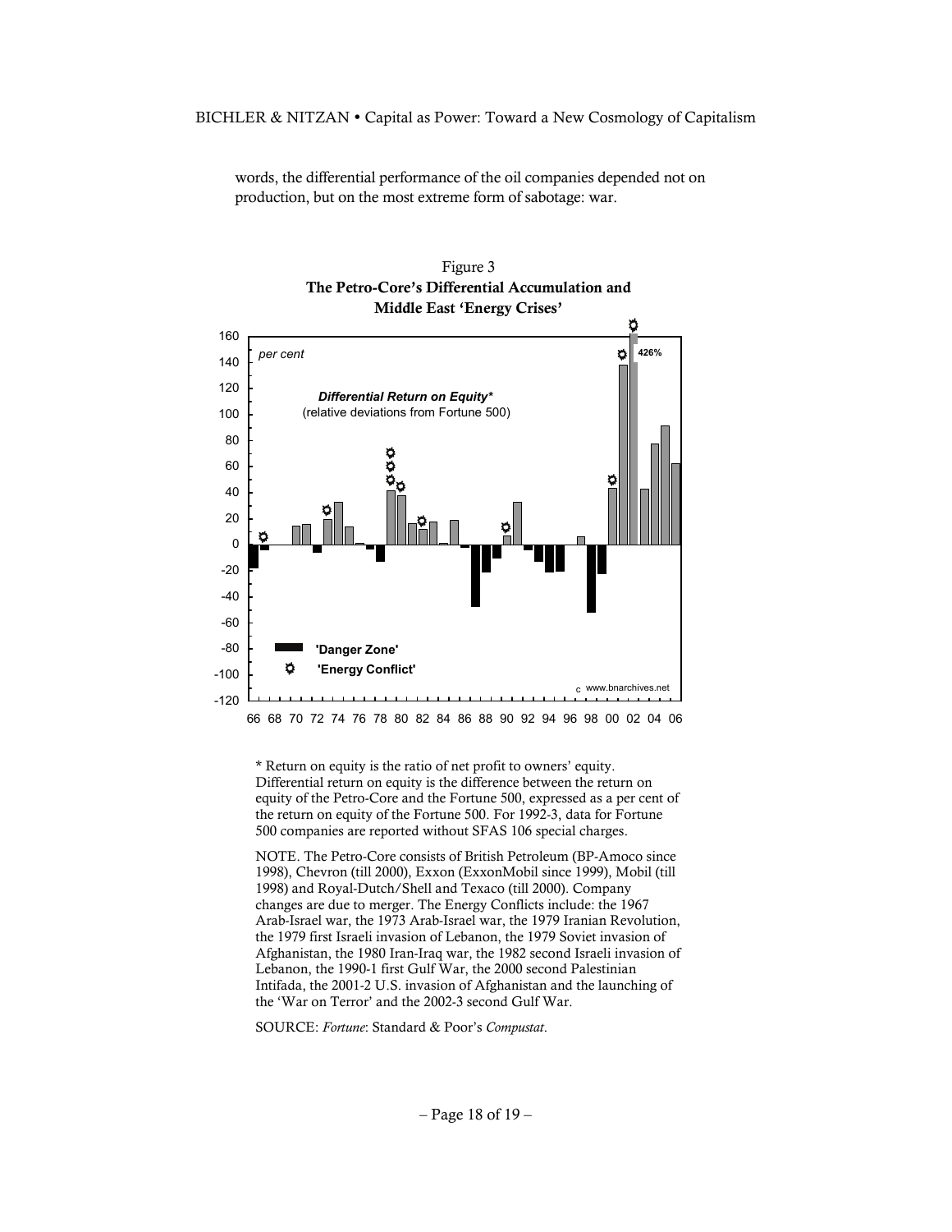words, the differential performance of the oil companies depended not on production, but on the most extreme form of sabotage: war.

Figure 3
**The Petro-Core's Differential Accumulation and Middle East 'Energy Crises'**

\* Return on equity is the ratio of net profit to owners' equity. Differential return on equity is the difference between the return on equity of the Petro-Core and the Fortune 500, expressed as a per cent of the return on equity of the Fortune 500. For 1992-3, data for Fortune 500 companies are reported without SFAS 106 special charges.

NOTE. The Petro-Core consists of British Petroleum (BP-Amoco since 1998), Chevron (till 2000), Exxon (ExxonMobil since 1999), Mobil (till 1998) and Royal-Dutch/Shell and Texaco (till 2000). Company changes are due to merger. The Energy Conflicts include: the 1967 Arab-Israel war, the 1973 Arab-Israel war, the 1979 Iranian Revolution, the 1979 first Israeli invasion of Lebanon, the 1979 Soviet invasion of Afghanistan, the 1980 Iran-Iraq war, the 1982 second Israeli invasion of Lebanon, the 1990-1 first Gulf War, the 2000 second Palestinian Intifada, the 2001-2 U.S. invasion of Afghanistan and the launching of the 'War on Terror' and the 2002-3 second Gulf War.

SOURCE: *Fortune*: Standard & Poor's *Compustat*.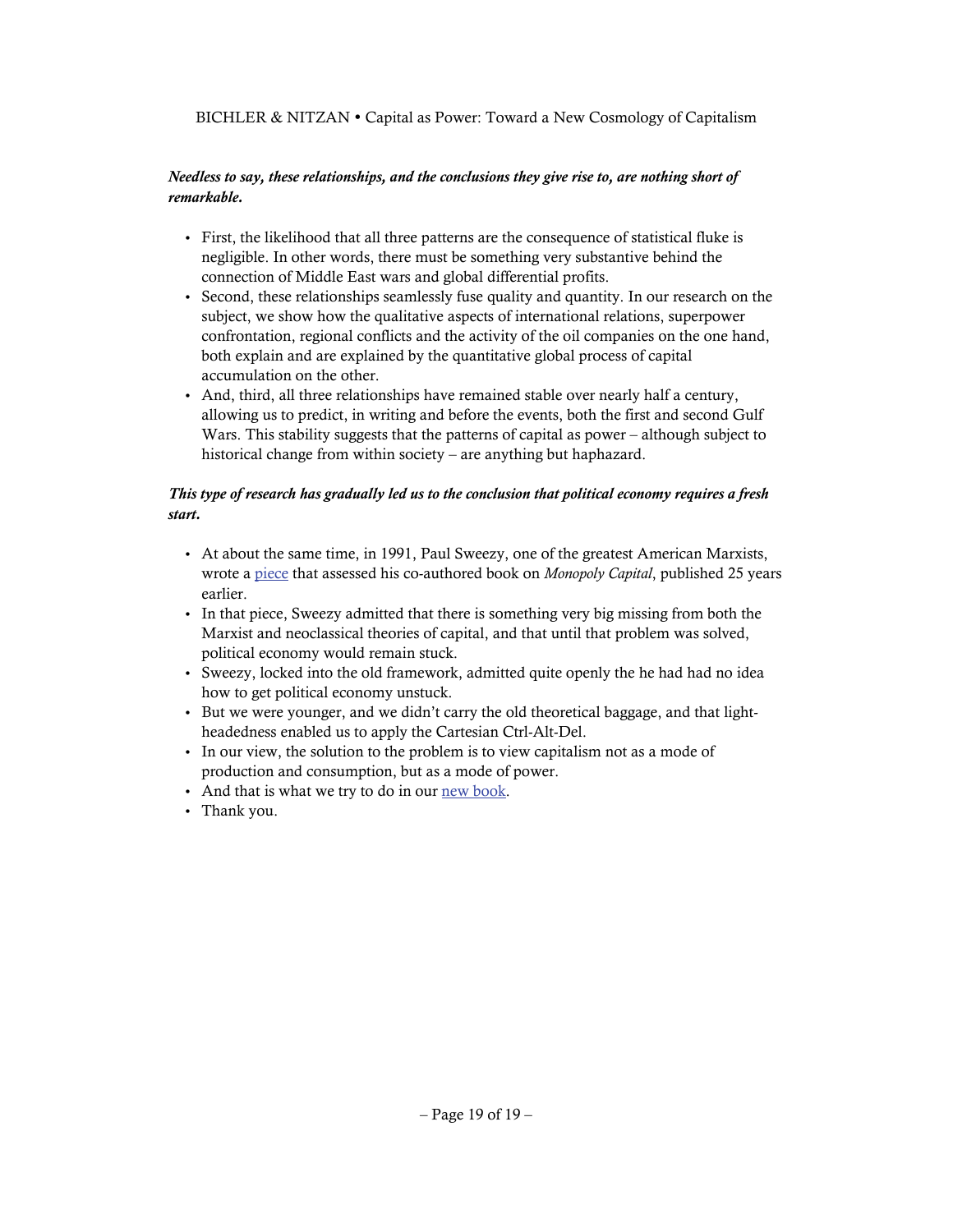***Needless to say, these relationships, and the conclusions they give rise to, are nothing short of remarkable.***

- First, the likelihood that all three patterns are the consequence of statistical fluke is negligible. In other words, there must be something very substantive behind the connection of Middle East wars and global differential profits.
- Second, these relationships seamlessly fuse quality and quantity. In our research on the subject, we show how the qualitative aspects of international relations, superpower confrontation, regional conflicts and the activity of the oil companies on the one hand, both explain and are explained by the quantitative global process of capital accumulation on the other.
- And, third, all three relationships have remained stable over nearly half a century, allowing us to predict, in writing and before the events, both the first and second Gulf Wars. This stability suggests that the patterns of capital as power – although subject to historical change from within society – are anything but haphazard.

***This type of research has gradually led us to the conclusion that political economy requires a fresh start.***

- At about the same time, in 1991, Paul Sweezy, one of the greatest American Marxists, wrote a piece that assessed his co-authored book on *Monopoly Capital*, published 25 years earlier.
- In that piece, Sweezy admitted that there is something very big missing from both the Marxist and neoclassical theories of capital, and that until that problem was solved, political economy would remain stuck.
- Sweezy, locked into the old framework, admitted quite openly the he had had no idea how to get political economy unstuck.
- But we were younger, and we didn't carry the old theoretical baggage, and that light-headedness enabled us to apply the Cartesian Ctrl-Alt-Del.
- In our view, the solution to the problem is to view capitalism not as a mode of production and consumption, but as a mode of power.
- And that is what we try to do in our new book.
- Thank you.